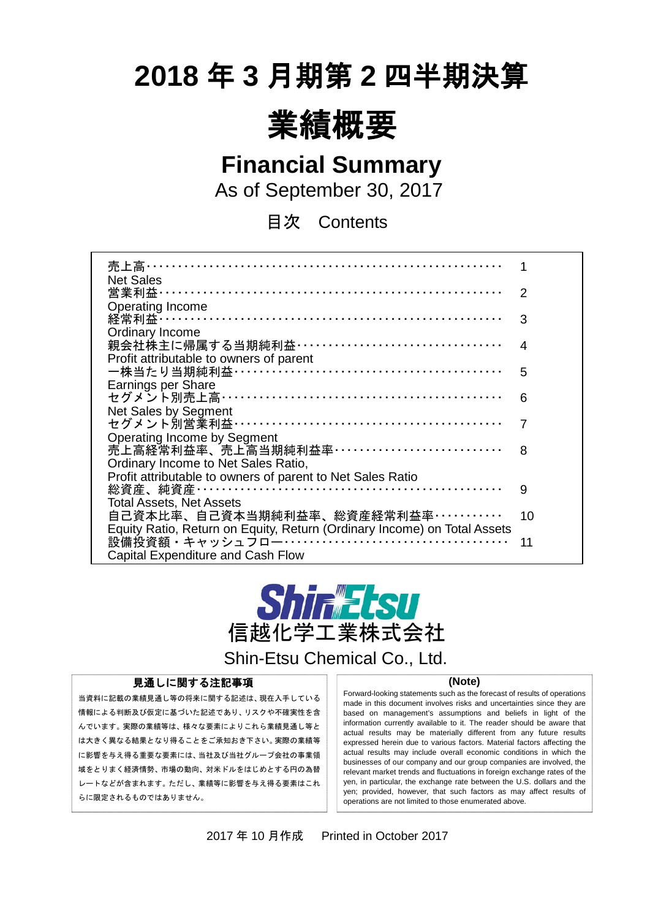# 2018 年 3 月期第 2 四半期決算

# 業績概要

## Financial Summary

As of September 30, 2017

### 目次　Contents

| | |
|---|---|
| 売上高<br>Net Sales | 1 |
| 営業利益<br>Operating Income | 2 |
| 経常利益<br>Ordinary Income | 3 |
| 親会社株主に帰属する当期純利益<br>Profit attributable to owners of parent | 4 |
| 一株当たり当期純利益<br>Earnings per Share | 5 |
| セグメント別売上高<br>Net Sales by Segment | 6 |
| セグメント別営業利益<br>Operating Income by Segment | 7 |
| 売上高経常利益率、売上高当期純利益率<br>Ordinary Income to Net Sales Ratio,<br>Profit attributable to owners of parent to Net Sales Ratio | 8 |
| 総資産、純資産<br>Total Assets, Net Assets | 9 |
| 自己資本比率、自己資本当期純利益率、総資産経常利益率<br>Equity Ratio, Return on Equity, Return (Ordinary Income) on Total Assets | 10 |
| 設備投資額・キャッシュフロー<br>Capital Expenditure and Cash Flow | 11 |

Shin-Etsu

信越化学工業株式会社

Shin-Etsu Chemical Co., Ltd.

**見通しに関する注記事項**

当資料に記載の業績見通し等の将来に関する記述は、現在入手している情報による判断及び仮定に基づいた記述であり、リスクや不確実性を含んでいます。実際の業績等は、様々な要素によりこれら業績見通し等とは大きく異なる結果となり得ることをご承知おき下さい。実際の業績等に影響を与え得る重要な要素には、当社及び当社グループ会社の事業領域をとりまく経済情勢、市場の動向、対米ドルをはじめとする円の為替レートなどが含まれます。ただし、業績等に影響を与え得る要素はこれらに限定されるものではありません。

**(Note)**

Forward-looking statements such as the forecast of results of operations made in this document involves risks and uncertainties since they are based on management's assumptions and beliefs in light of the information currently available to it. The reader should be aware that actual results may be materially different from any future results expressed herein due to various factors. Material factors affecting the actual results may include overall economic conditions in which the businesses of our company and our group companies are involved, the relevant market trends and fluctuations in foreign exchange rates of the yen, in particular, the exchange rate between the U.S. dollars and the yen; provided, however, that such factors as may affect results of operations are not limited to those enumerated above.

2017 年 10 月作成　Printed in October 2017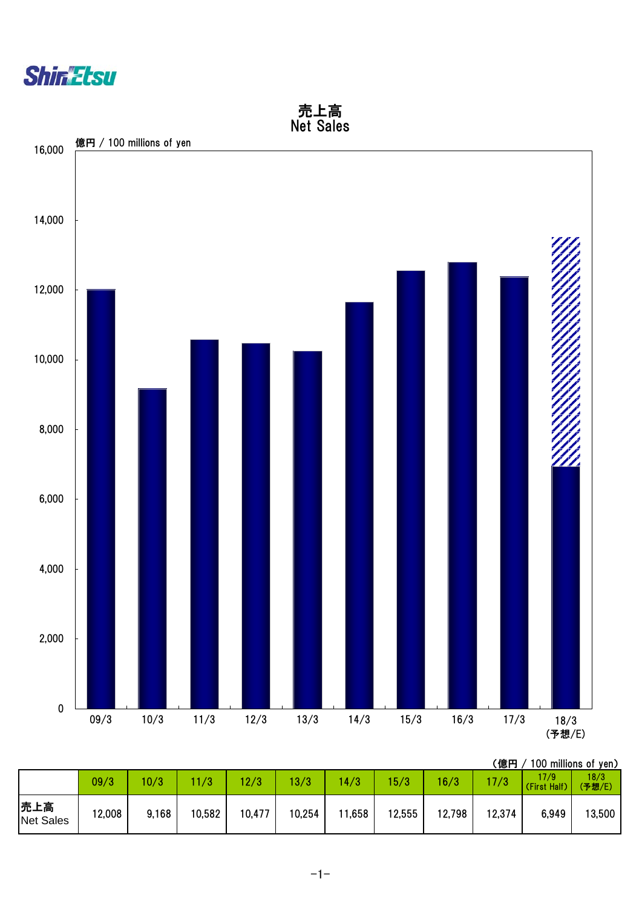# 売上高
## Net Sales

億円 / 100 millions of yen

(億円 / 100 millions of yen)

| | 09/3 | 10/3 | 11/3 | 12/3 | 13/3 | 14/3 | 15/3 | 16/3 | 17/3 | 17/9 (First Half) | 18/3 (予想/E) |
|---|---|---|---|---|---|---|---|---|---|---|---|
| 売上高 Net Sales | 12,008 | 9,168 | 10,582 | 10,477 | 10,254 | 11,658 | 12,555 | 12,798 | 12,374 | 6,949 | 13,500 |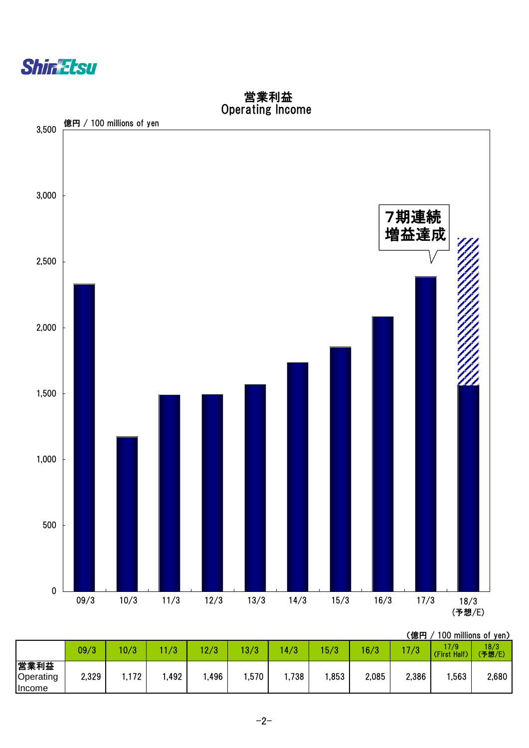## 営業利益
## Operating Income

億円 / 100 millions of yen

7期連続
増益達成

（億円 / 100 millions of yen）

| | 09/3 | 10/3 | 11/3 | 12/3 | 13/3 | 14/3 | 15/3 | 16/3 | 17/3 | 17/9 (First Half) | 18/3 (予想/E) |
|---|---|---|---|---|---|---|---|---|---|---|---|
| 営業利益 Operating Income | 2,329 | 1,172 | 1,492 | 1,496 | 1,570 | 1,738 | 1,853 | 2,085 | 2,386 | 1,563 | 2,680 |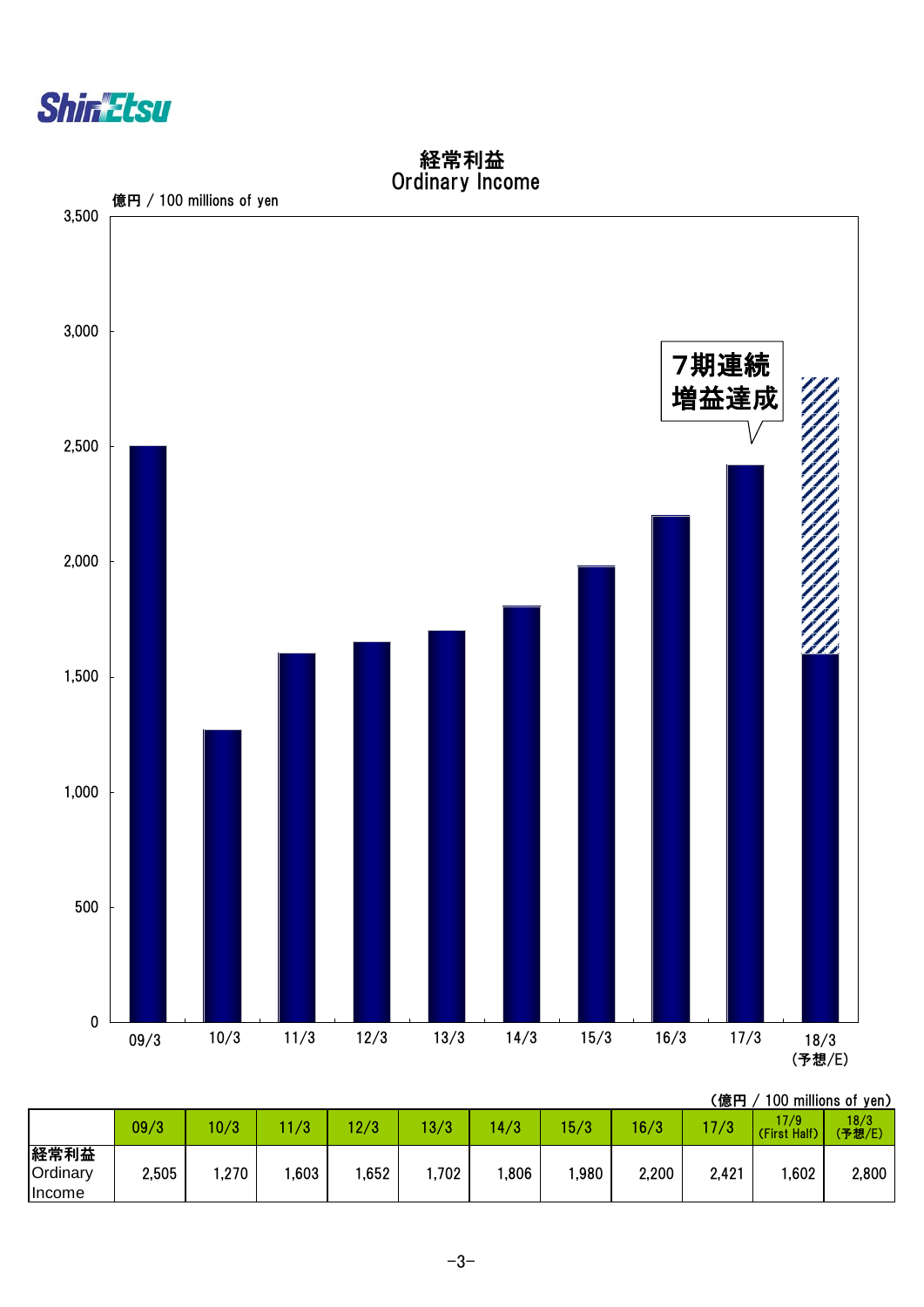# 経常利益
## Ordinary Income

億円 / 100 millions of yen

7期連続
増益達成

(億円 / 100 millions of yen)

| | 09/3 | 10/3 | 11/3 | 12/3 | 13/3 | 14/3 | 15/3 | 16/3 | 17/3 | 17/9 (First Half) | 18/3 (予想/E) |
|---|---|---|---|---|---|---|---|---|---|---|---|
| 経常利益 Ordinary Income | 2,505 | 1,270 | 1,603 | 1,652 | 1,702 | 1,806 | 1,980 | 2,200 | 2,421 | 1,602 | 2,800 |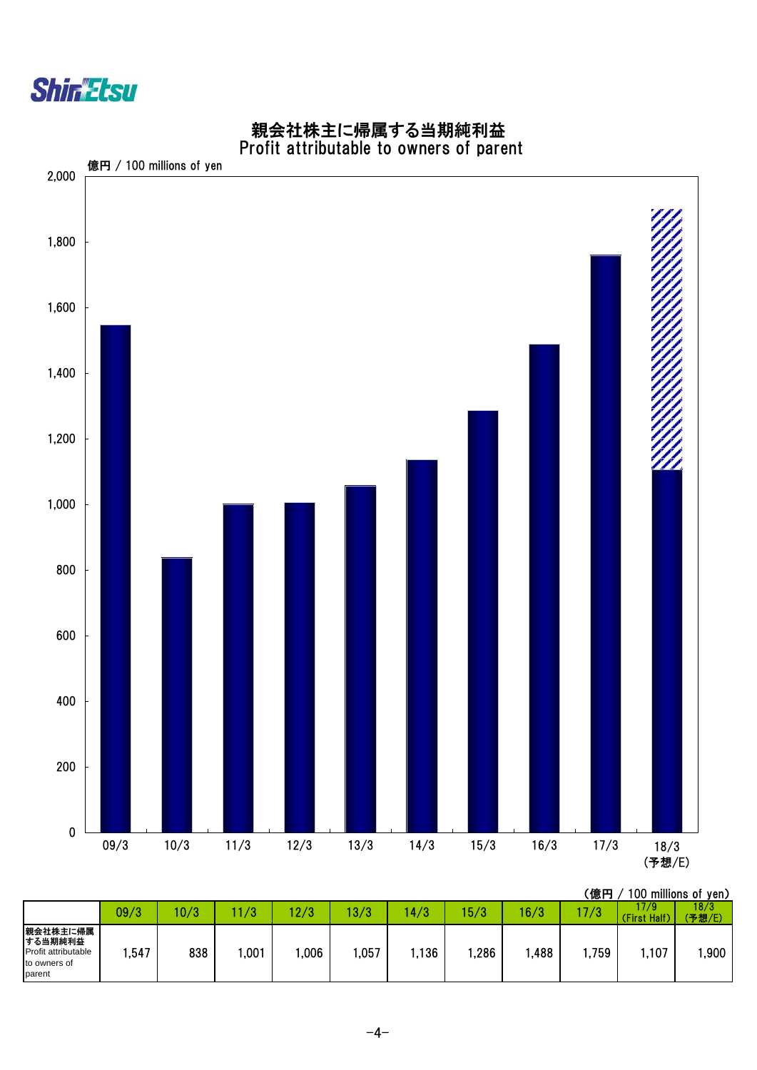# 親会社株主に帰属する当期純利益
## Profit attributable to owners of parent

億円 / 100 millions of yen

(億円 / 100 millions of yen)

| | 09/3 | 10/3 | 11/3 | 12/3 | 13/3 | 14/3 | 15/3 | 16/3 | 17/3 | 17/9 (First Half) | 18/3 (予想/E) |
|---|---|---|---|---|---|---|---|---|---|---|---|
| 親会社株主に帰属する当期純利益 Profit attributable to owners of parent | 1,547 | 838 | 1,001 | 1,006 | 1,057 | 1,136 | 1,286 | 1,488 | 1,759 | 1,107 | 1,900 |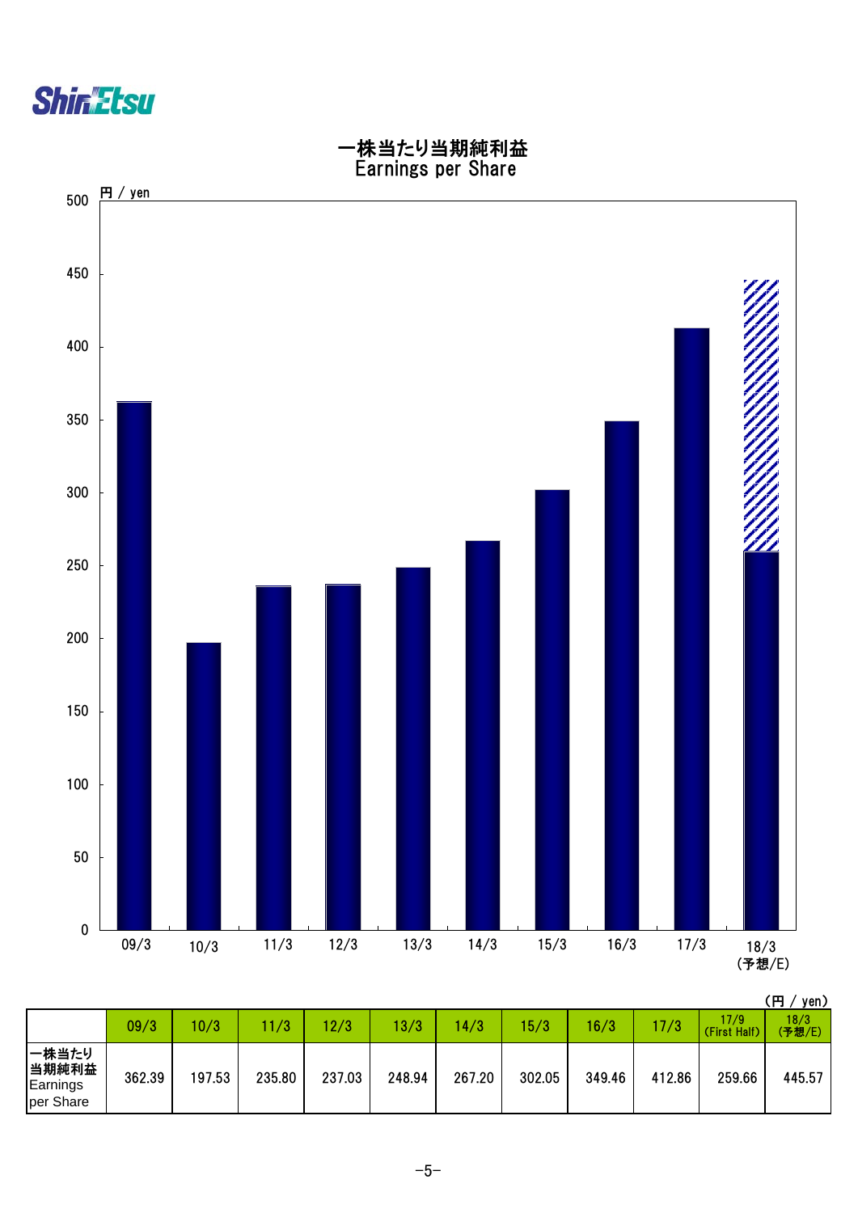# 一株当たり当期純利益
## Earnings per Share

円 / yen

(円 / yen)

| | 09/3 | 10/3 | 11/3 | 12/3 | 13/3 | 14/3 | 15/3 | 16/3 | 17/3 | 17/9 (First Half) | 18/3 (予想/E) |
|---|---|---|---|---|---|---|---|---|---|---|---|
| 一株当たり当期純利益 Earnings per Share | 362.39 | 197.53 | 235.80 | 237.03 | 248.94 | 267.20 | 302.05 | 349.46 | 412.86 | 259.66 | 445.57 |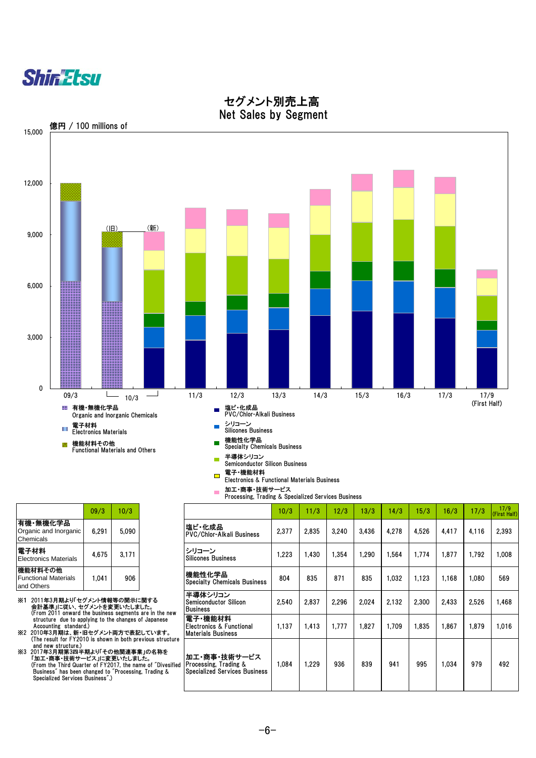# セグメント別売上高
# Net Sales by Segment

億円 / 100 millions of

| | 09/3 | 10/3 |
|---|---|---|
| 有機・無機化学品 Organic and Inorganic Chemicals | 6,291 | 5,090 |
| 電子材料 Electronics Materials | 4,675 | 3,171 |
| 機能材料その他 Functional Materials and Others | 1,041 | 906 |

| | 10/3 | 11/3 | 12/3 | 13/3 | 14/3 | 15/3 | 16/3 | 17/3 | 17/9 (First Half) |
|---|---|---|---|---|---|---|---|---|---|
| 塩ビ・化成品 PVC/Chlor-Alkali Business | 2,377 | 2,835 | 3,240 | 3,436 | 4,278 | 4,526 | 4,417 | 4,116 | 2,393 |
| シリコーン Silicones Business | 1,223 | 1,430 | 1,354 | 1,290 | 1,564 | 1,774 | 1,877 | 1,792 | 1,008 |
| 機能性化学品 Specialty Chemicals Business | 804 | 835 | 871 | 835 | 1,032 | 1,123 | 1,168 | 1,080 | 569 |
| 半導体シリコン Semiconductor Silicon Business | 2,540 | 2,837 | 2,296 | 2,024 | 2,132 | 2,300 | 2,433 | 2,526 | 1,468 |
| 電子・機能材料 Electronics & Functional Materials Business | 1,137 | 1,413 | 1,777 | 1,827 | 1,709 | 1,835 | 1,867 | 1,879 | 1,016 |
| 加工・商事・技術サービス Processing, Trading & Specialized Services Business | 1,084 | 1,229 | 936 | 839 | 941 | 995 | 1,034 | 979 | 492 |

※1 2011年3月期より「セグメント情報等の開示に関する会計基準」に従い、セグメントを変更いたしました。
(From 2011 onward the business segments are in the new structure due to applying to the changes of Japanese Accounting standard.)

※2 2010年3月期は、新・旧セグメント両方で表記しています。
(The result for FY2010 is shown in both previous structure and new structure.)

※3 2017年3月期第3四半期より「その他関連事業」の名称を「加工・商事・技術サービス」に変更いたしました。
(From the Third Quarter of FY2017, the name of "Divesified Business" has been changed to "Processing, Trading & Specialized Services Business".)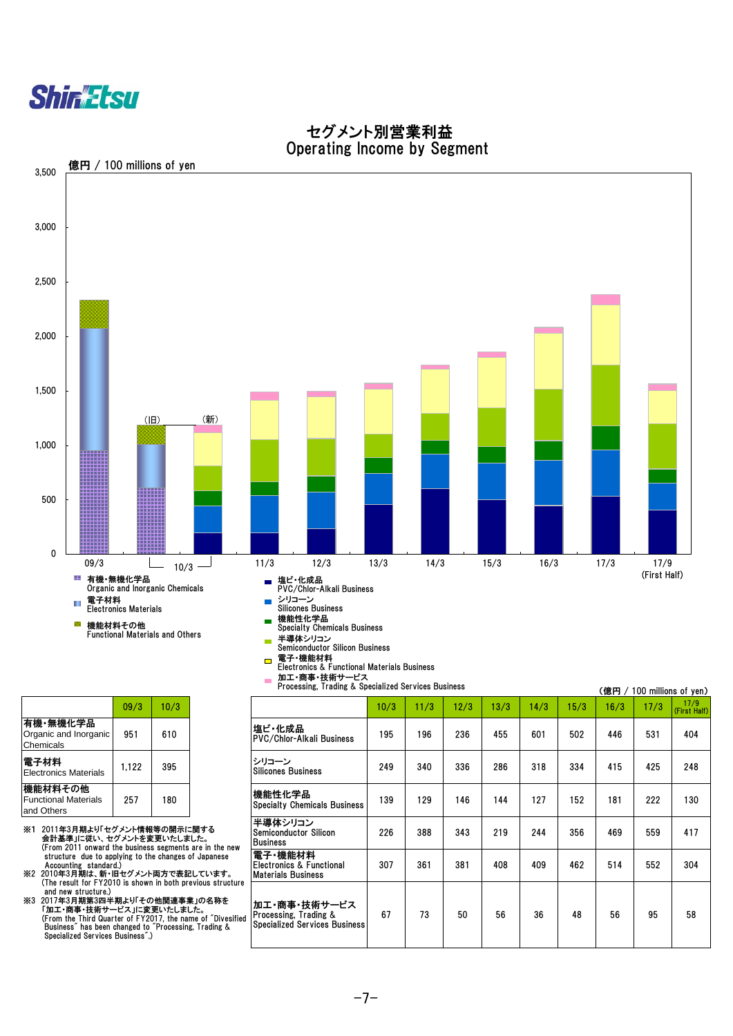# セグメント別営業利益
# Operating Income by Segment

億円 / 100 millions of yen

■ 有機・無機化学品 Organic and Inorganic Chemicals
■ 電子材料 Electronics Materials
■ 機能材料その他 Functional Materials and Others

■ 塩ビ・化成品 PVC/Chlor-Alkali Business
■ シリコーン Silicones Business
■ 機能性化学品 Specialty Chemicals Business
■ 半導体シリコン Semiconductor Silicon Business
□ 電子・機能材料 Electronics & Functional Materials Business
■ 加工・商事・技術サービス Processing, Trading & Specialized Services Business

| | 09/3 | 10/3 |
|---|---|---|
| 有機・無機化学品 Organic and Inorganic Chemicals | 951 | 610 |
| 電子材料 Electronics Materials | 1,122 | 395 |
| 機能材料その他 Functional Materials and Others | 257 | 180 |

※1 2011年3月期より「セグメント情報等の開示に関する会計基準」に従い、セグメントを変更いたしました。
(From 2011 onward the business segments are in the new structure due to applying to the changes of Japanese Accounting standard.)

※2 2010年3月期は、新・旧セグメント両方で表記しています。
(The result for FY2010 is shown in both previous structure and new structure.)

※3 2017年3月期第3四半期より「その他関連事業」の名称を「加工・商事・技術サービス」に変更いたしました。
(From the Third Quarter of FY2017, the name of "Divesified Business" has been changed to "Processing, Trading & Specialized Services Business".)

(億円 / 100 millions of yen)

| | 10/3 | 11/3 | 12/3 | 13/3 | 14/3 | 15/3 | 16/3 | 17/3 | 17/9 (First Half) |
|---|---|---|---|---|---|---|---|---|---|
| 塩ビ・化成品 PVC/Chlor-Alkali Business | 195 | 196 | 236 | 455 | 601 | 502 | 446 | 531 | 404 |
| シリコーン Silicones Business | 249 | 340 | 336 | 286 | 318 | 334 | 415 | 425 | 248 |
| 機能性化学品 Specialty Chemicals Business | 139 | 129 | 146 | 144 | 127 | 152 | 181 | 222 | 130 |
| 半導体シリコン Semiconductor Silicon Business | 226 | 388 | 343 | 219 | 244 | 356 | 469 | 559 | 417 |
| 電子・機能材料 Electronics & Functional Materials Business | 307 | 361 | 381 | 408 | 409 | 462 | 514 | 552 | 304 |
| 加工・商事・技術サービス Processing, Trading & Specialized Services Business | 67 | 73 | 50 | 56 | 36 | 48 | 56 | 95 | 58 |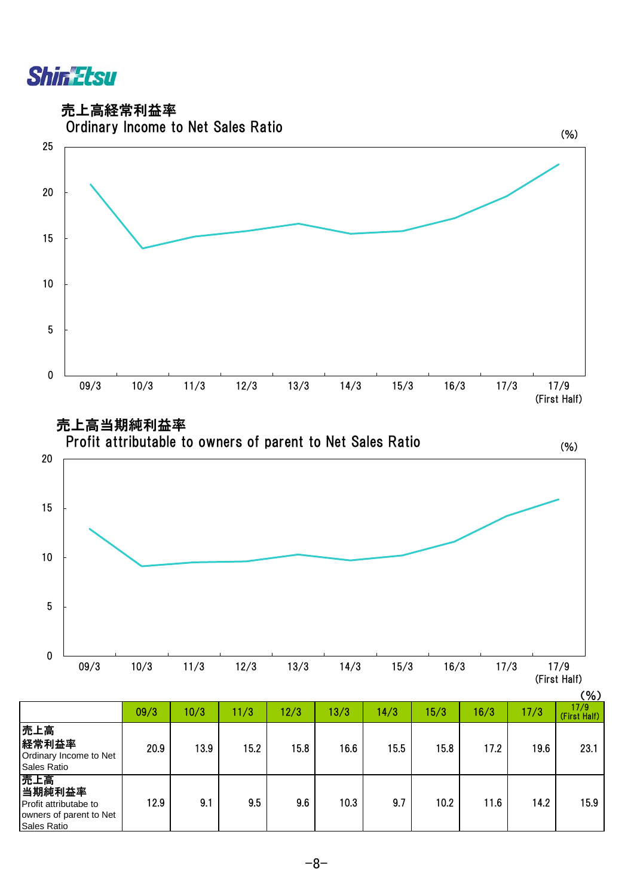## 売上高経常利益率
## Ordinary Income to Net Sales Ratio

(%)

## 売上高当期純利益率
## Profit attributable to owners of parent to Net Sales Ratio

(%)

(%)

| | 09/3 | 10/3 | 11/3 | 12/3 | 13/3 | 14/3 | 15/3 | 16/3 | 17/3 | 17/9 (First Half) |
|---|---|---|---|---|---|---|---|---|---|---|
| **売上高経常利益率** Ordinary Income to Net Sales Ratio | 20.9 | 13.9 | 15.2 | 15.8 | 16.6 | 15.5 | 15.8 | 17.2 | 19.6 | 23.1 |
| **売上高当期純利益率** Profit attributabe to owners of parent to Net Sales Ratio | 12.9 | 9.1 | 9.5 | 9.6 | 10.3 | 9.7 | 10.2 | 11.6 | 14.2 | 15.9 |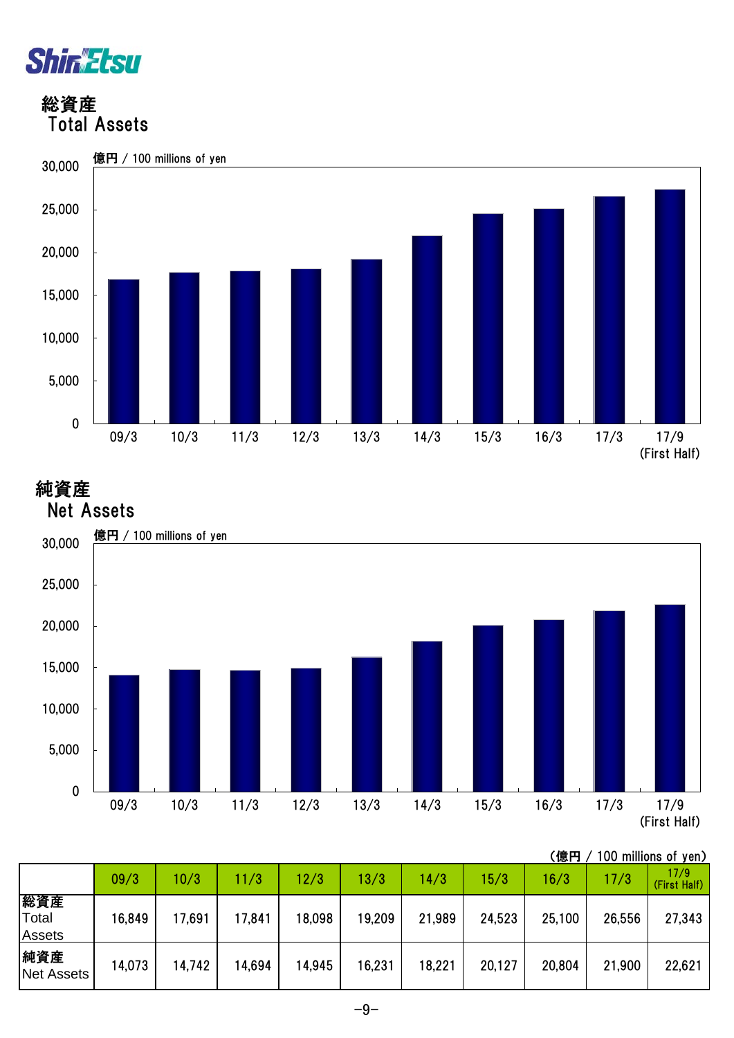## 総資産
## Total Assets

億円 / 100 millions of yen

## 純資産
## Net Assets

億円 / 100 millions of yen

（億円 / 100 millions of yen）

| | 09/3 | 10/3 | 11/3 | 12/3 | 13/3 | 14/3 | 15/3 | 16/3 | 17/3 | 17/9 (First Half) |
|---|---|---|---|---|---|---|---|---|---|---|
| 総資産 Total Assets | 16,849 | 17,691 | 17,841 | 18,098 | 19,209 | 21,989 | 24,523 | 25,100 | 26,556 | 27,343 |
| 純資産 Net Assets | 14,073 | 14,742 | 14,694 | 14,945 | 16,231 | 18,221 | 20,127 | 20,804 | 21,900 | 22,621 |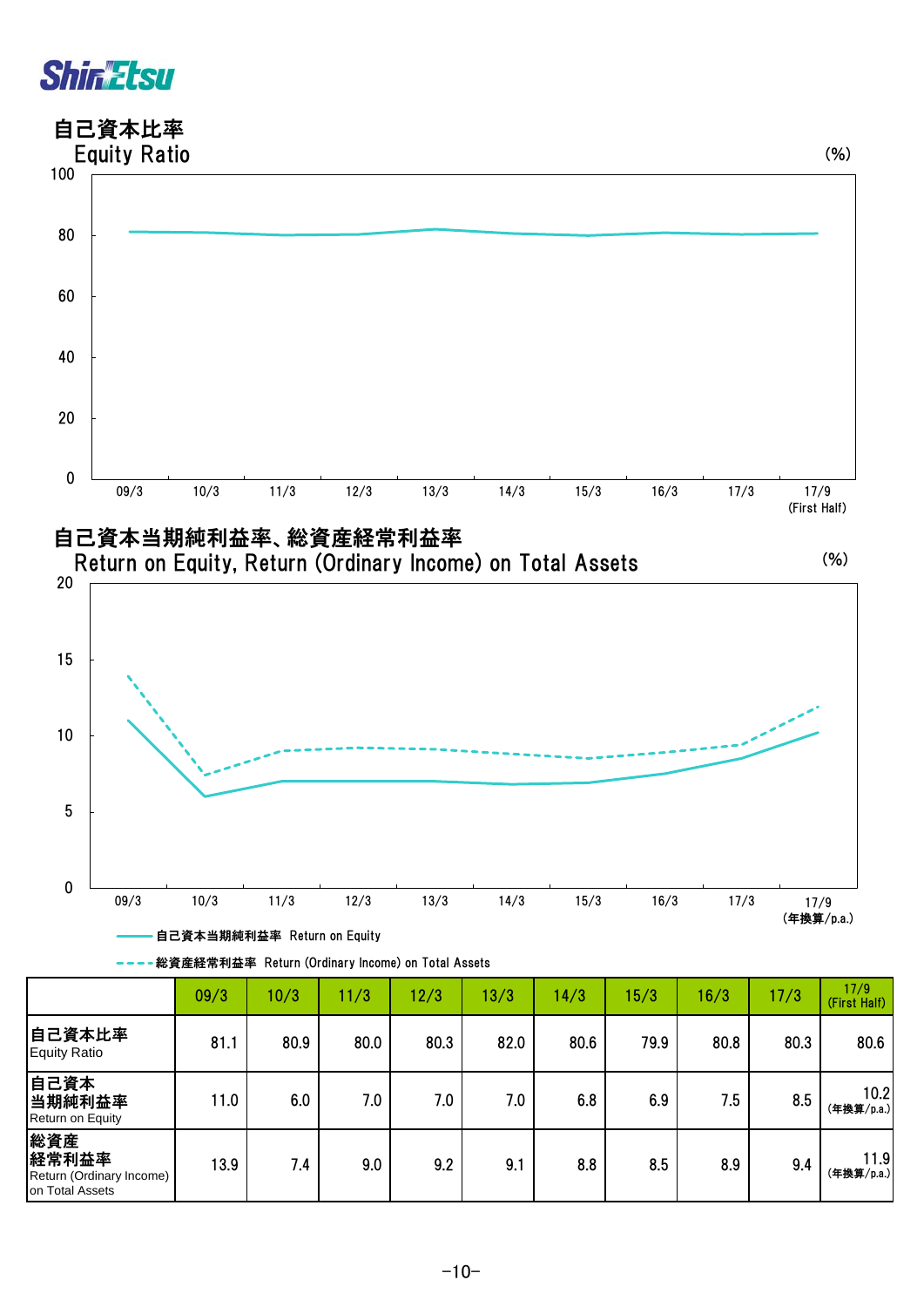## 自己資本比率
Equity Ratio

(%)

## 自己資本当期純利益率、総資産経常利益率
Return on Equity, Return (Ordinary Income) on Total Assets

(%)

—— 自己資本当期純利益率 Return on Equity

- - - - 総資産経常利益率 Return (Ordinary Income) on Total Assets

| | 09/3 | 10/3 | 11/3 | 12/3 | 13/3 | 14/3 | 15/3 | 16/3 | 17/3 | 17/9 (First Half) |
|---|---|---|---|---|---|---|---|---|---|---|
| 自己資本比率 Equity Ratio | 81.1 | 80.9 | 80.0 | 80.3 | 82.0 | 80.6 | 79.9 | 80.8 | 80.3 | 80.6 |
| 自己資本当期純利益率 Return on Equity | 11.0 | 6.0 | 7.0 | 7.0 | 7.0 | 6.8 | 6.9 | 7.5 | 8.5 | 10.2 (年換算/p.a.) |
| 総資産経常利益率 Return (Ordinary Income) on Total Assets | 13.9 | 7.4 | 9.0 | 9.2 | 9.1 | 8.8 | 8.5 | 8.9 | 9.4 | 11.9 (年換算/p.a.) |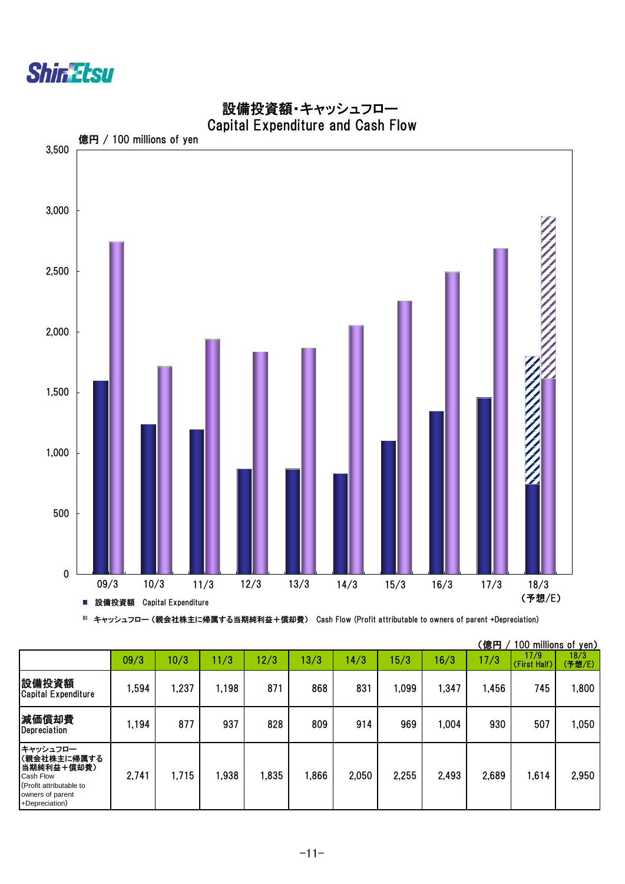# 設備投資額・キャッシュフロー
## Capital Expenditure and Cash Flow

億円 / 100 millions of yen

3,500
3,000
2,500
2,000
1,500
1,000
500
0

09/3 10/3 11/3 12/3 13/3 14/3 15/3 16/3 17/3 18/3 (予想/E)

■ 設備投資額 Capital Expenditure

■ キャッシュフロー（親会社株主に帰属する当期純利益＋償却費） Cash Flow (Profit attributable to owners of parent +Depreciation)

（億円 / 100 millions of yen）

| | 09/3 | 10/3 | 11/3 | 12/3 | 13/3 | 14/3 | 15/3 | 16/3 | 17/3 | 17/9 (First Half) | 18/3 (予想/E) |
|---|---|---|---|---|---|---|---|---|---|---|---|
| 設備投資額 Capital Expenditure | 1,594 | 1,237 | 1,198 | 871 | 868 | 831 | 1,099 | 1,347 | 1,456 | 745 | 1,800 |
| 減価償却費 Depreciation | 1,194 | 877 | 937 | 828 | 809 | 914 | 969 | 1,004 | 930 | 507 | 1,050 |
| キャッシュフロー（親会社株主に帰属する当期純利益＋償却費） Cash Flow (Profit attributable to owners of parent +Depreciation) | 2,741 | 1,715 | 1,938 | 1,835 | 1,866 | 2,050 | 2,255 | 2,493 | 2,689 | 1,614 | 2,950 |